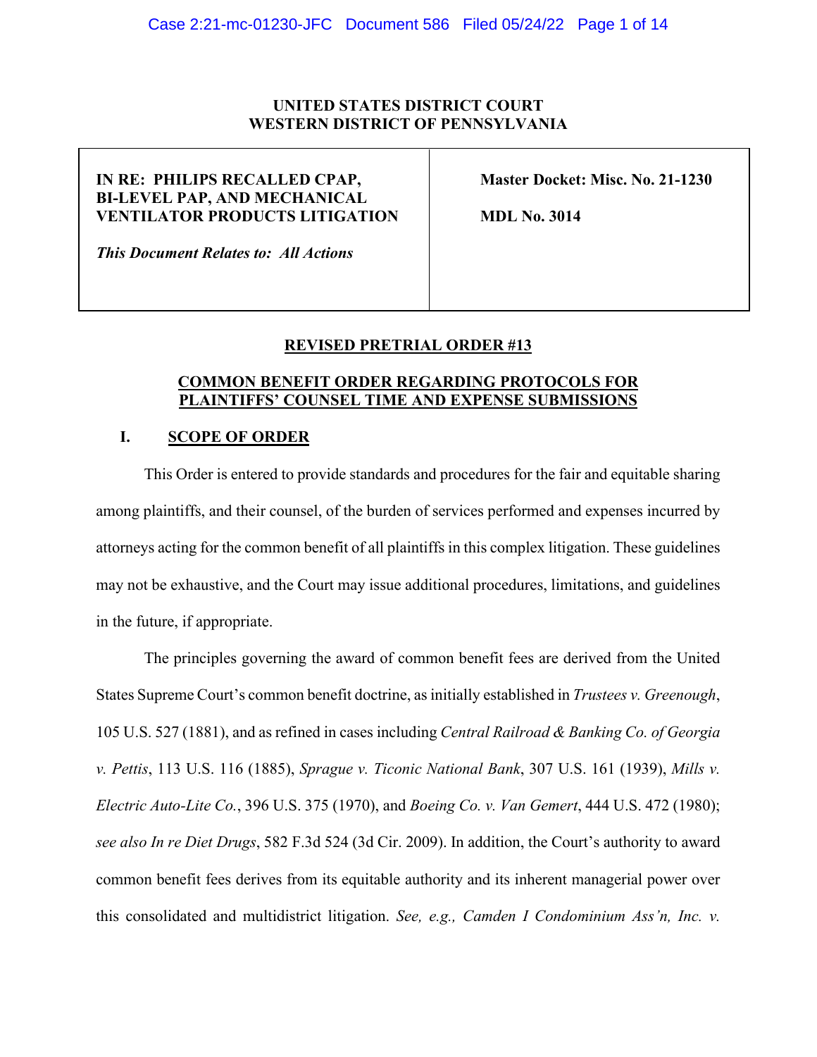**UNITED STATES DISTRICT COURT**
**WESTERN DISTRICT OF PENNSYLVANIA**

| | |
|---|---|
| **IN RE: PHILIPS RECALLED CPAP, BI-LEVEL PAP, AND MECHANICAL VENTILATOR PRODUCTS LITIGATION**<br><br>***This Document Relates to: All Actions*** | **Master Docket: Misc. No. 21-1230**<br><br>**MDL No. 3014** |

## REVISED PRETRIAL ORDER #13

## COMMON BENEFIT ORDER REGARDING PROTOCOLS FOR PLAINTIFFS' COUNSEL TIME AND EXPENSE SUBMISSIONS

### I. SCOPE OF ORDER

This Order is entered to provide standards and procedures for the fair and equitable sharing among plaintiffs, and their counsel, of the burden of services performed and expenses incurred by attorneys acting for the common benefit of all plaintiffs in this complex litigation. These guidelines may not be exhaustive, and the Court may issue additional procedures, limitations, and guidelines in the future, if appropriate.

The principles governing the award of common benefit fees are derived from the United States Supreme Court's common benefit doctrine, as initially established in *Trustees v. Greenough*, 105 U.S. 527 (1881), and as refined in cases including *Central Railroad & Banking Co. of Georgia v. Pettis*, 113 U.S. 116 (1885), *Sprague v. Ticonic National Bank*, 307 U.S. 161 (1939), *Mills v. Electric Auto-Lite Co.*, 396 U.S. 375 (1970), and *Boeing Co. v. Van Gemert*, 444 U.S. 472 (1980); *see also In re Diet Drugs*, 582 F.3d 524 (3d Cir. 2009). In addition, the Court's authority to award common benefit fees derives from its equitable authority and its inherent managerial power over this consolidated and multidistrict litigation. *See, e.g., Camden I Condominium Ass'n, Inc. v.*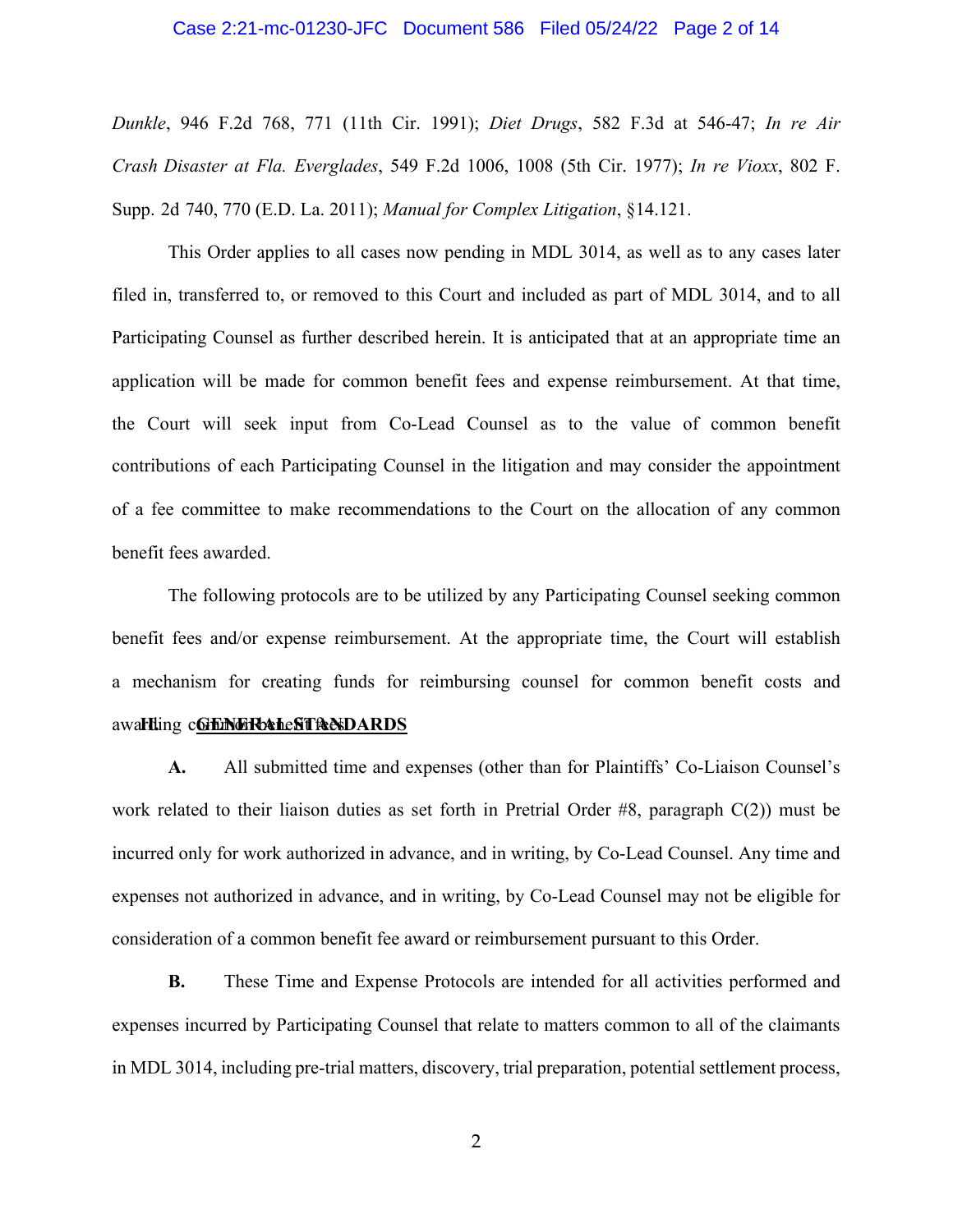*Dunkle*, 946 F.2d 768, 771 (11th Cir. 1991); *Diet Drugs*, 582 F.3d at 546-47; *In re Air Crash Disaster at Fla. Everglades*, 549 F.2d 1006, 1008 (5th Cir. 1977); *In re Vioxx*, 802 F. Supp. 2d 740, 770 (E.D. La. 2011); *Manual for Complex Litigation*, §14.121.

This Order applies to all cases now pending in MDL 3014, as well as to any cases later filed in, transferred to, or removed to this Court and included as part of MDL 3014, and to all Participating Counsel as further described herein. It is anticipated that at an appropriate time an application will be made for common benefit fees and expense reimbursement. At that time, the Court will seek input from Co-Lead Counsel as to the value of common benefit contributions of each Participating Counsel in the litigation and may consider the appointment of a fee committee to make recommendations to the Court on the allocation of any common benefit fees awarded.

The following protocols are to be utilized by any Participating Counsel seeking common benefit fees and/or expense reimbursement. At the appropriate time, the Court will establish a mechanism for creating funds for reimbursing counsel for common benefit costs and awarding common benefit fees.

## II. GENERAL STANDARDS

**A.** All submitted time and expenses (other than for Plaintiffs' Co-Liaison Counsel's work related to their liaison duties as set forth in Pretrial Order #8, paragraph C(2)) must be incurred only for work authorized in advance, and in writing, by Co-Lead Counsel. Any time and expenses not authorized in advance, and in writing, by Co-Lead Counsel may not be eligible for consideration of a common benefit fee award or reimbursement pursuant to this Order.

**B.** These Time and Expense Protocols are intended for all activities performed and expenses incurred by Participating Counsel that relate to matters common to all of the claimants in MDL 3014, including pre-trial matters, discovery, trial preparation, potential settlement process,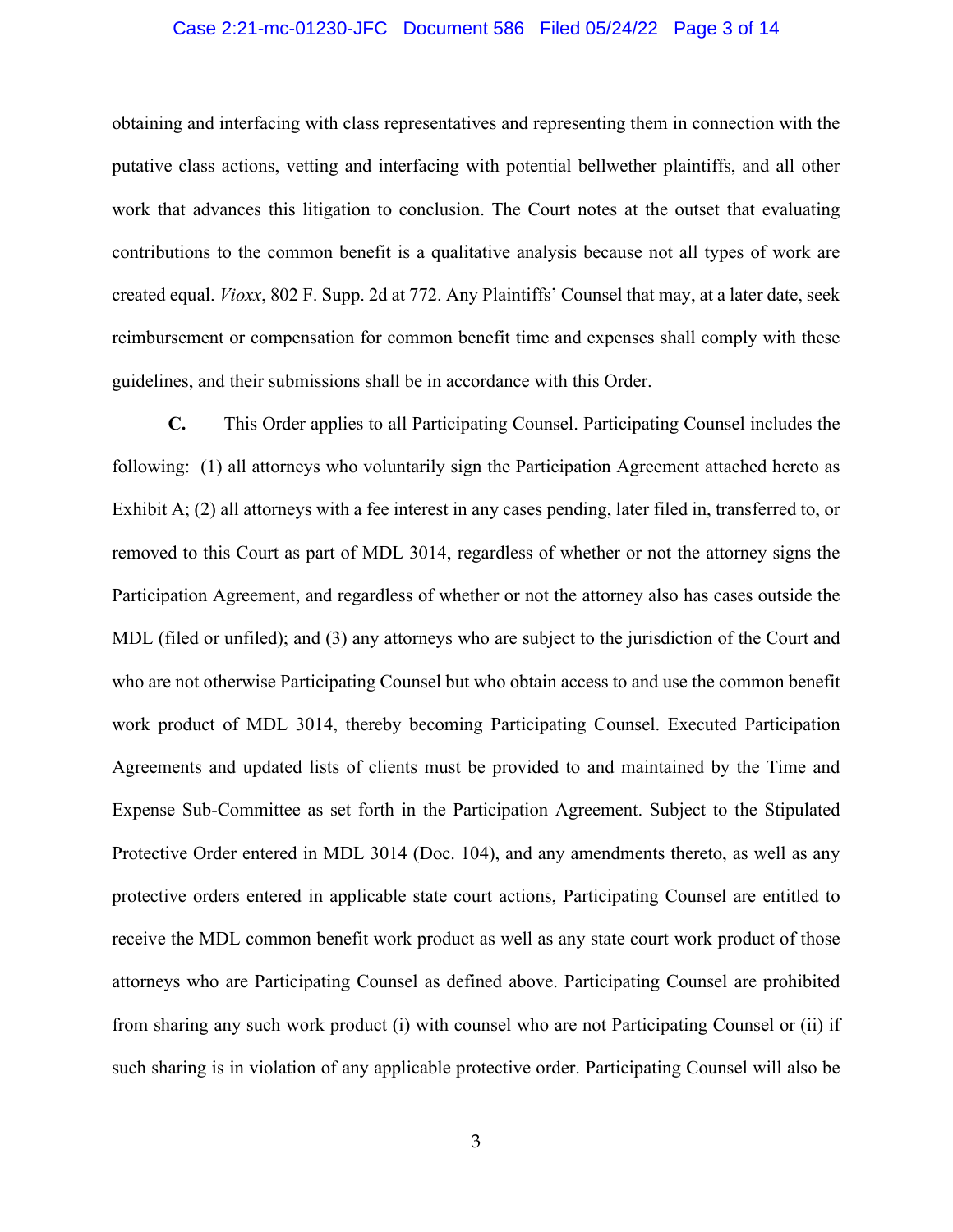obtaining and interfacing with class representatives and representing them in connection with the putative class actions, vetting and interfacing with potential bellwether plaintiffs, and all other work that advances this litigation to conclusion. The Court notes at the outset that evaluating contributions to the common benefit is a qualitative analysis because not all types of work are created equal. *Vioxx*, 802 F. Supp. 2d at 772. Any Plaintiffs' Counsel that may, at a later date, seek reimbursement or compensation for common benefit time and expenses shall comply with these guidelines, and their submissions shall be in accordance with this Order.

**C.** This Order applies to all Participating Counsel. Participating Counsel includes the following: (1) all attorneys who voluntarily sign the Participation Agreement attached hereto as Exhibit A; (2) all attorneys with a fee interest in any cases pending, later filed in, transferred to, or removed to this Court as part of MDL 3014, regardless of whether or not the attorney signs the Participation Agreement, and regardless of whether or not the attorney also has cases outside the MDL (filed or unfiled); and (3) any attorneys who are subject to the jurisdiction of the Court and who are not otherwise Participating Counsel but who obtain access to and use the common benefit work product of MDL 3014, thereby becoming Participating Counsel. Executed Participation Agreements and updated lists of clients must be provided to and maintained by the Time and Expense Sub-Committee as set forth in the Participation Agreement. Subject to the Stipulated Protective Order entered in MDL 3014 (Doc. 104), and any amendments thereto, as well as any protective orders entered in applicable state court actions, Participating Counsel are entitled to receive the MDL common benefit work product as well as any state court work product of those attorneys who are Participating Counsel as defined above. Participating Counsel are prohibited from sharing any such work product (i) with counsel who are not Participating Counsel or (ii) if such sharing is in violation of any applicable protective order. Participating Counsel will also be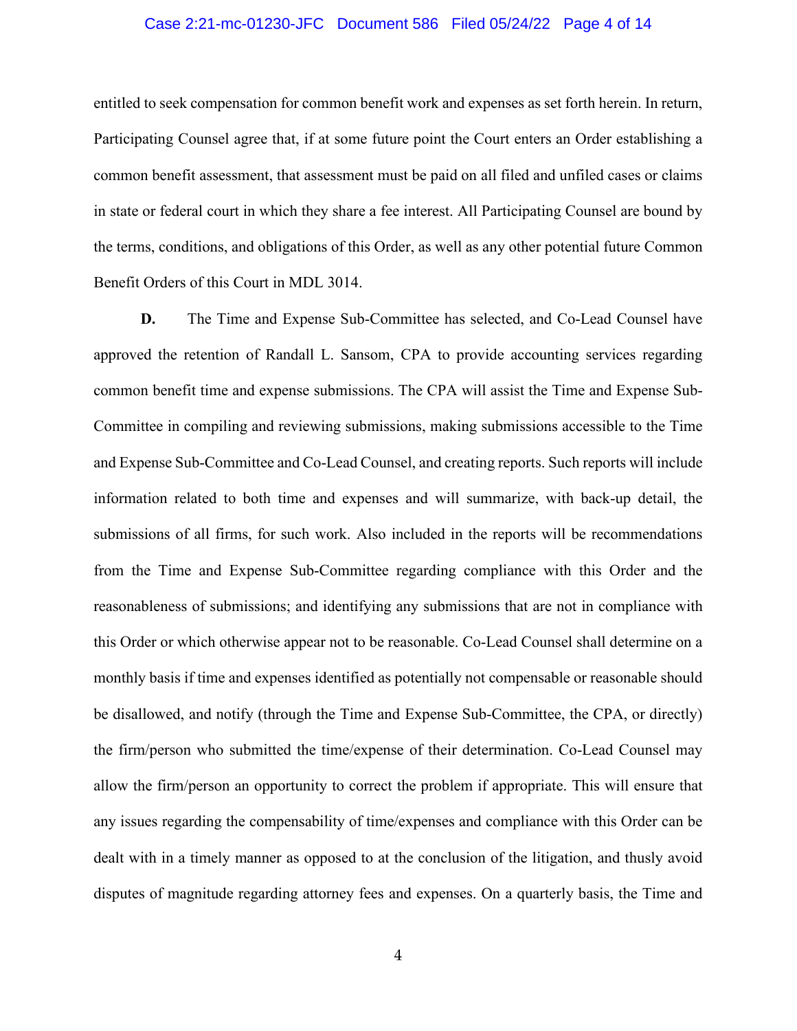entitled to seek compensation for common benefit work and expenses as set forth herein. In return, Participating Counsel agree that, if at some future point the Court enters an Order establishing a common benefit assessment, that assessment must be paid on all filed and unfiled cases or claims in state or federal court in which they share a fee interest. All Participating Counsel are bound by the terms, conditions, and obligations of this Order, as well as any other potential future Common Benefit Orders of this Court in MDL 3014.

**D.** The Time and Expense Sub-Committee has selected, and Co-Lead Counsel have approved the retention of Randall L. Sansom, CPA to provide accounting services regarding common benefit time and expense submissions. The CPA will assist the Time and Expense Sub-Committee in compiling and reviewing submissions, making submissions accessible to the Time and Expense Sub-Committee and Co-Lead Counsel, and creating reports. Such reports will include information related to both time and expenses and will summarize, with back-up detail, the submissions of all firms, for such work. Also included in the reports will be recommendations from the Time and Expense Sub-Committee regarding compliance with this Order and the reasonableness of submissions; and identifying any submissions that are not in compliance with this Order or which otherwise appear not to be reasonable. Co-Lead Counsel shall determine on a monthly basis if time and expenses identified as potentially not compensable or reasonable should be disallowed, and notify (through the Time and Expense Sub-Committee, the CPA, or directly) the firm/person who submitted the time/expense of their determination. Co-Lead Counsel may allow the firm/person an opportunity to correct the problem if appropriate. This will ensure that any issues regarding the compensability of time/expenses and compliance with this Order can be dealt with in a timely manner as opposed to at the conclusion of the litigation, and thusly avoid disputes of magnitude regarding attorney fees and expenses. On a quarterly basis, the Time and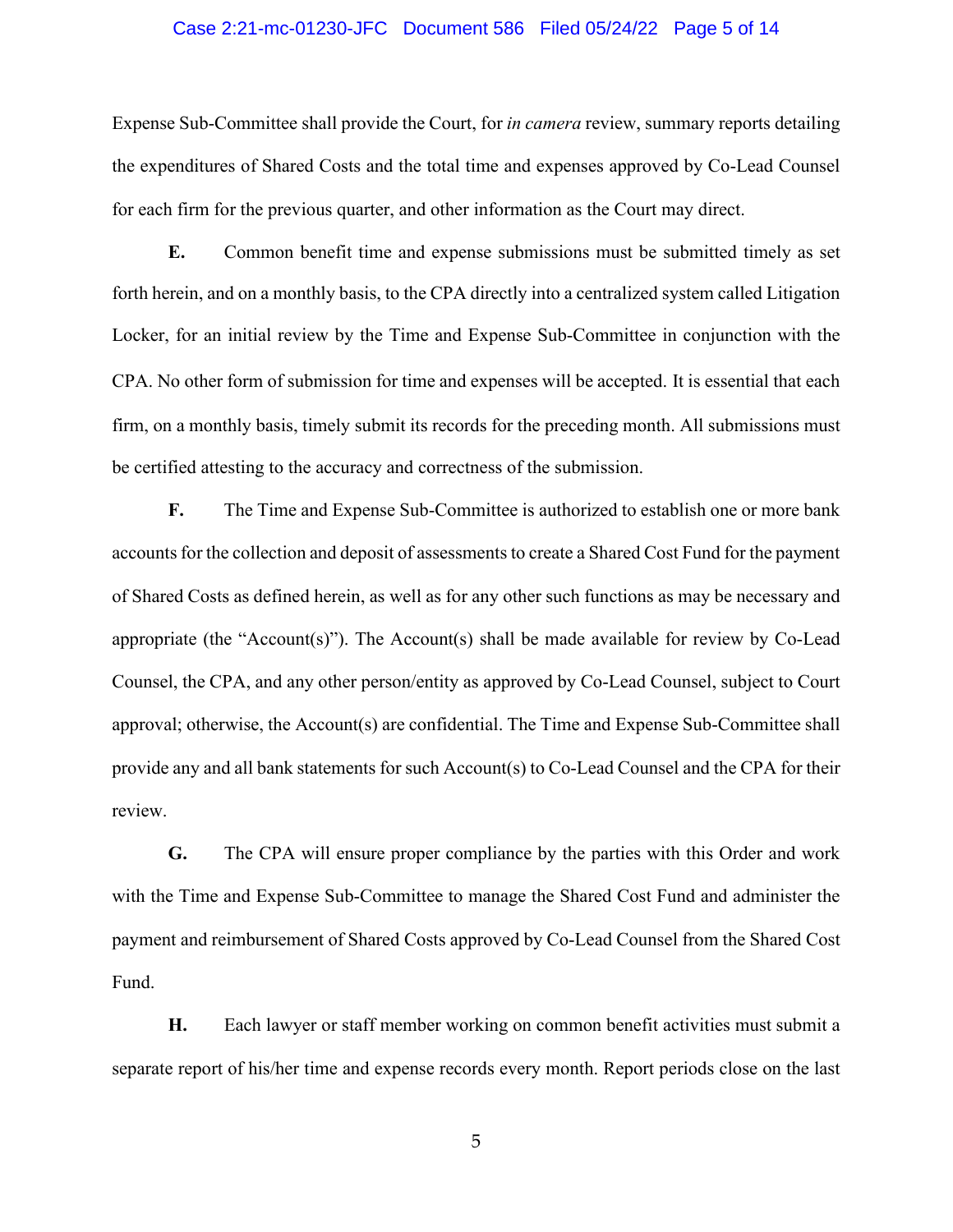Expense Sub-Committee shall provide the Court, for *in camera* review, summary reports detailing the expenditures of Shared Costs and the total time and expenses approved by Co-Lead Counsel for each firm for the previous quarter, and other information as the Court may direct.

**E.** Common benefit time and expense submissions must be submitted timely as set forth herein, and on a monthly basis, to the CPA directly into a centralized system called Litigation Locker, for an initial review by the Time and Expense Sub-Committee in conjunction with the CPA. No other form of submission for time and expenses will be accepted. It is essential that each firm, on a monthly basis, timely submit its records for the preceding month. All submissions must be certified attesting to the accuracy and correctness of the submission.

**F.** The Time and Expense Sub-Committee is authorized to establish one or more bank accounts for the collection and deposit of assessments to create a Shared Cost Fund for the payment of Shared Costs as defined herein, as well as for any other such functions as may be necessary and appropriate (the "Account(s)"). The Account(s) shall be made available for review by Co-Lead Counsel, the CPA, and any other person/entity as approved by Co-Lead Counsel, subject to Court approval; otherwise, the Account(s) are confidential. The Time and Expense Sub-Committee shall provide any and all bank statements for such Account(s) to Co-Lead Counsel and the CPA for their review.

**G.** The CPA will ensure proper compliance by the parties with this Order and work with the Time and Expense Sub-Committee to manage the Shared Cost Fund and administer the payment and reimbursement of Shared Costs approved by Co-Lead Counsel from the Shared Cost Fund.

**H.** Each lawyer or staff member working on common benefit activities must submit a separate report of his/her time and expense records every month. Report periods close on the last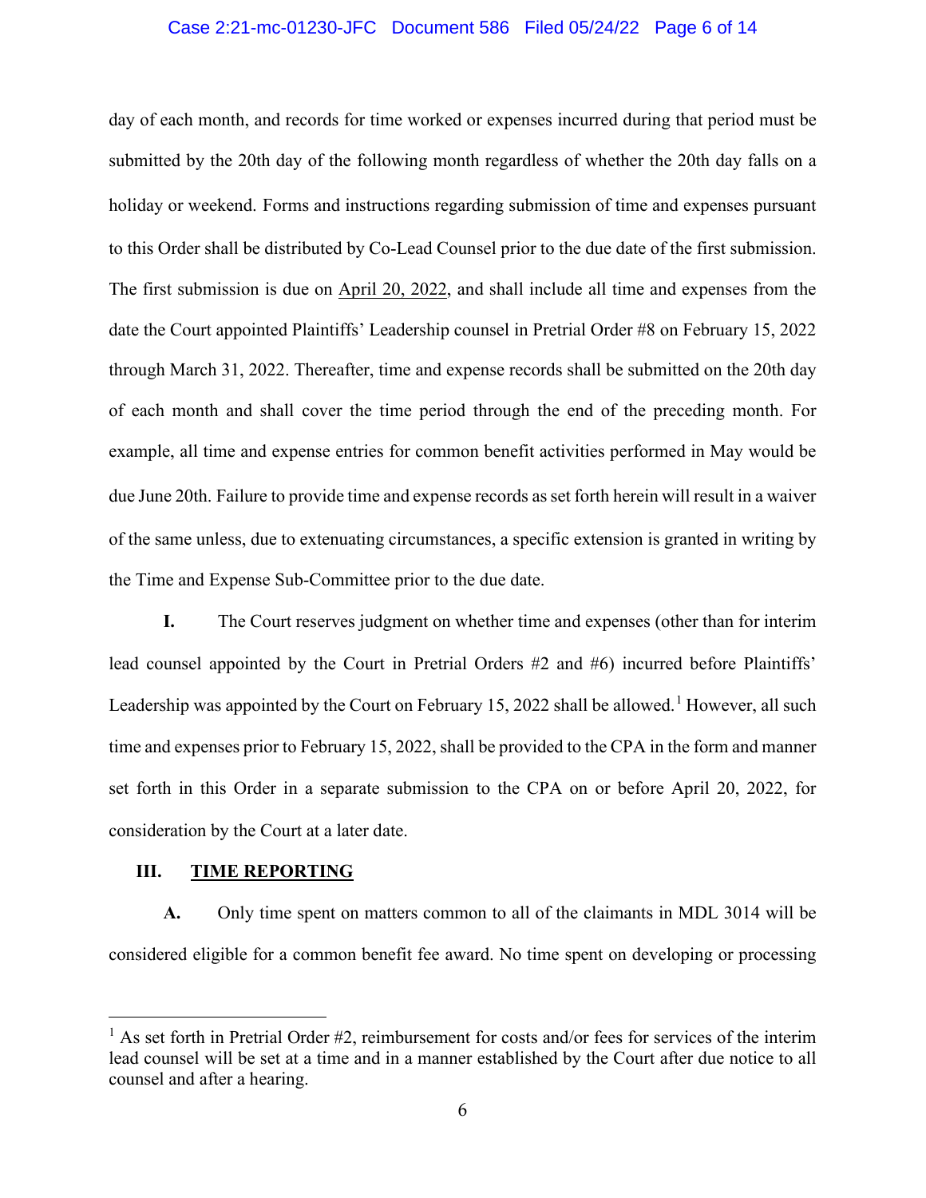day of each month, and records for time worked or expenses incurred during that period must be submitted by the 20th day of the following month regardless of whether the 20th day falls on a holiday or weekend. Forms and instructions regarding submission of time and expenses pursuant to this Order shall be distributed by Co-Lead Counsel prior to the due date of the first submission. The first submission is due on April 20, 2022, and shall include all time and expenses from the date the Court appointed Plaintiffs' Leadership counsel in Pretrial Order #8 on February 15, 2022 through March 31, 2022. Thereafter, time and expense records shall be submitted on the 20th day of each month and shall cover the time period through the end of the preceding month. For example, all time and expense entries for common benefit activities performed in May would be due June 20th. Failure to provide time and expense records as set forth herein will result in a waiver of the same unless, due to extenuating circumstances, a specific extension is granted in writing by the Time and Expense Sub-Committee prior to the due date.

**I.** The Court reserves judgment on whether time and expenses (other than for interim lead counsel appointed by the Court in Pretrial Orders #2 and #6) incurred before Plaintiffs' Leadership was appointed by the Court on February 15, 2022 shall be allowed.[1] However, all such time and expenses prior to February 15, 2022, shall be provided to the CPA in the form and manner set forth in this Order in a separate submission to the CPA on or before April 20, 2022, for consideration by the Court at a later date.

## III. TIME REPORTING

**A.** Only time spent on matters common to all of the claimants in MDL 3014 will be considered eligible for a common benefit fee award. No time spent on developing or processing

---

[1] As set forth in Pretrial Order #2, reimbursement for costs and/or fees for services of the interim lead counsel will be set at a time and in a manner established by the Court after due notice to all counsel and after a hearing.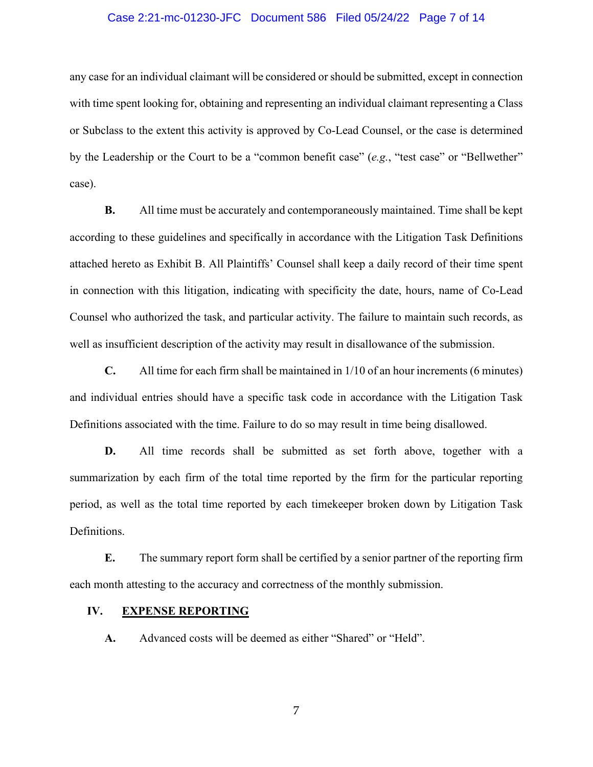any case for an individual claimant will be considered or should be submitted, except in connection with time spent looking for, obtaining and representing an individual claimant representing a Class or Subclass to the extent this activity is approved by Co-Lead Counsel, or the case is determined by the Leadership or the Court to be a "common benefit case" (*e.g.*, "test case" or "Bellwether" case).

**B.** All time must be accurately and contemporaneously maintained. Time shall be kept according to these guidelines and specifically in accordance with the Litigation Task Definitions attached hereto as Exhibit B. All Plaintiffs' Counsel shall keep a daily record of their time spent in connection with this litigation, indicating with specificity the date, hours, name of Co-Lead Counsel who authorized the task, and particular activity. The failure to maintain such records, as well as insufficient description of the activity may result in disallowance of the submission.

**C.** All time for each firm shall be maintained in 1/10 of an hour increments (6 minutes) and individual entries should have a specific task code in accordance with the Litigation Task Definitions associated with the time. Failure to do so may result in time being disallowed.

**D.** All time records shall be submitted as set forth above, together with a summarization by each firm of the total time reported by the firm for the particular reporting period, as well as the total time reported by each timekeeper broken down by Litigation Task Definitions.

**E.** The summary report form shall be certified by a senior partner of the reporting firm each month attesting to the accuracy and correctness of the monthly submission.

## IV. EXPENSE REPORTING

**A.** Advanced costs will be deemed as either "Shared" or "Held".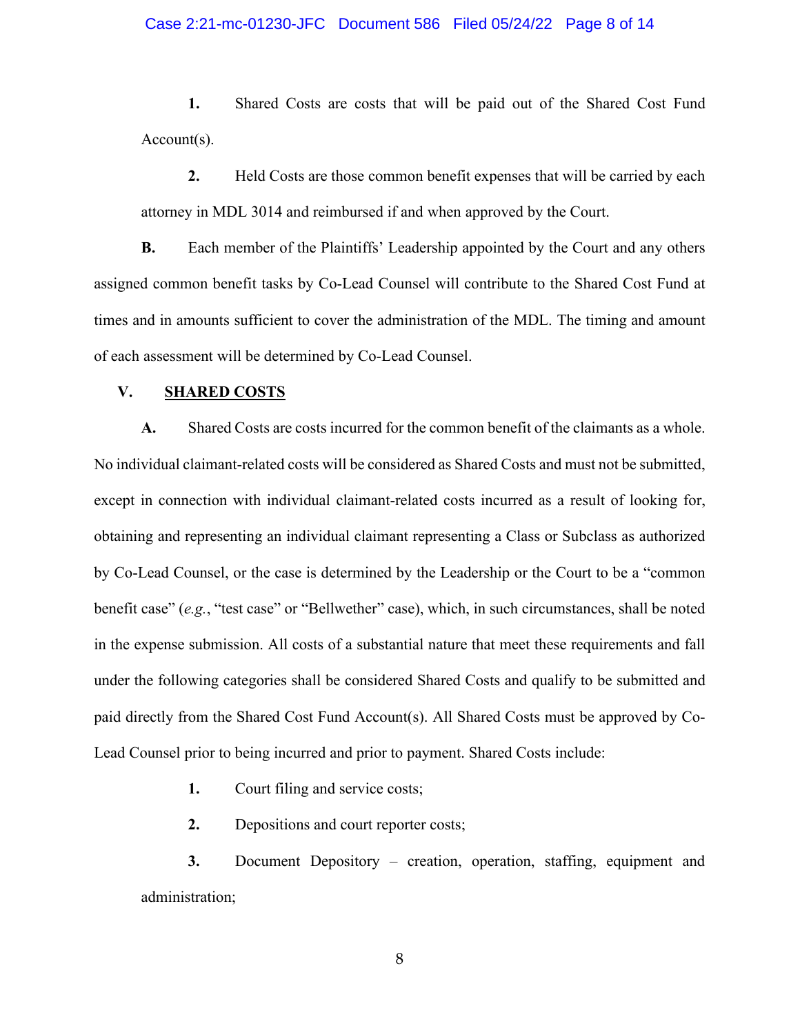**1.** Shared Costs are costs that will be paid out of the Shared Cost Fund Account(s).

**2.** Held Costs are those common benefit expenses that will be carried by each attorney in MDL 3014 and reimbursed if and when approved by the Court.

**B.** Each member of the Plaintiffs' Leadership appointed by the Court and any others assigned common benefit tasks by Co-Lead Counsel will contribute to the Shared Cost Fund at times and in amounts sufficient to cover the administration of the MDL. The timing and amount of each assessment will be determined by Co-Lead Counsel.

## V. SHARED COSTS

**A.** Shared Costs are costs incurred for the common benefit of the claimants as a whole. No individual claimant-related costs will be considered as Shared Costs and must not be submitted, except in connection with individual claimant-related costs incurred as a result of looking for, obtaining and representing an individual claimant representing a Class or Subclass as authorized by Co-Lead Counsel, or the case is determined by the Leadership or the Court to be a "common benefit case" (*e.g.*, "test case" or "Bellwether" case), which, in such circumstances, shall be noted in the expense submission. All costs of a substantial nature that meet these requirements and fall under the following categories shall be considered Shared Costs and qualify to be submitted and paid directly from the Shared Cost Fund Account(s). All Shared Costs must be approved by Co-Lead Counsel prior to being incurred and prior to payment. Shared Costs include:

**1.** Court filing and service costs;

**2.** Depositions and court reporter costs;

**3.** Document Depository – creation, operation, staffing, equipment and administration;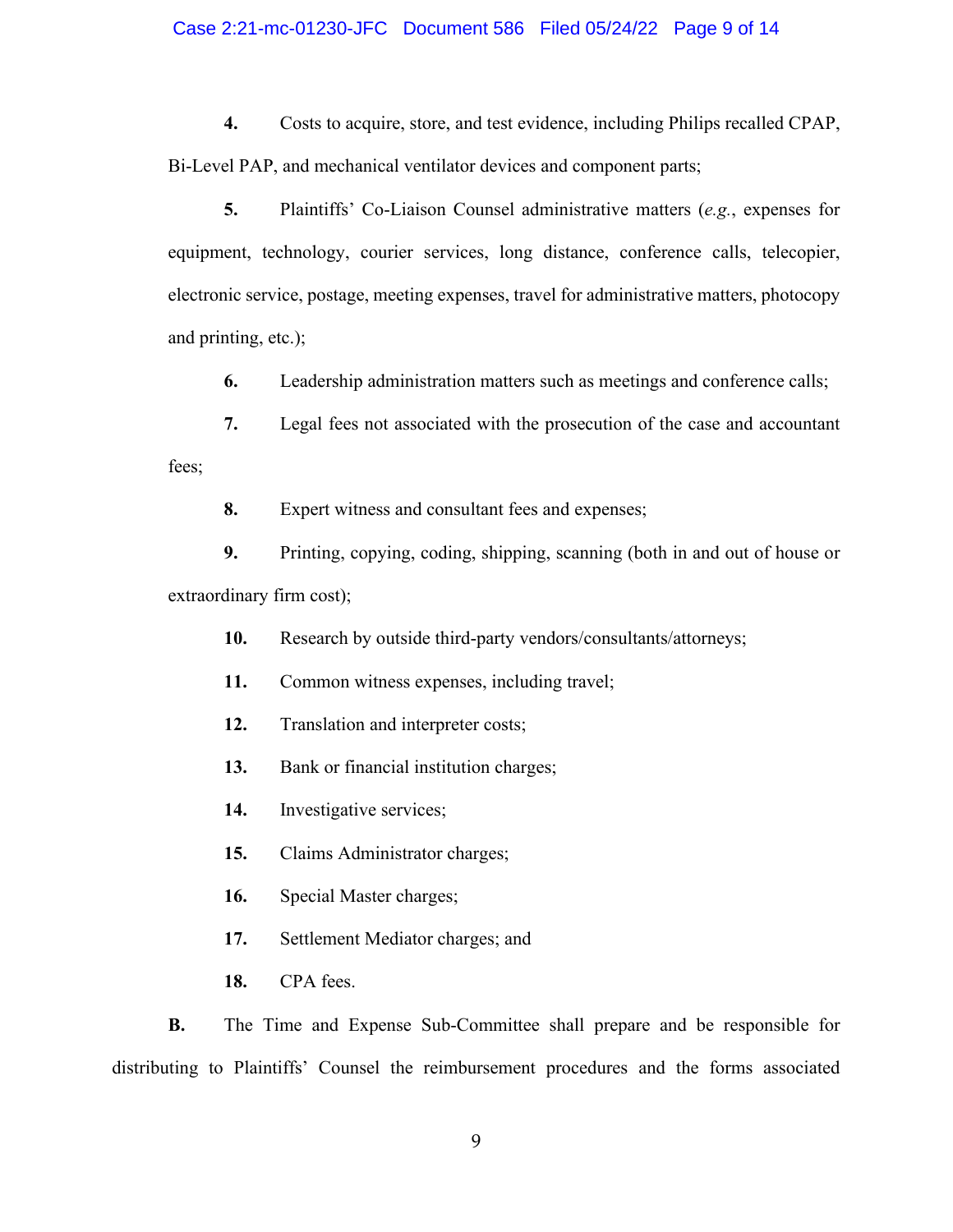**4.** Costs to acquire, store, and test evidence, including Philips recalled CPAP, Bi-Level PAP, and mechanical ventilator devices and component parts;

**5.** Plaintiffs' Co-Liaison Counsel administrative matters (*e.g.*, expenses for equipment, technology, courier services, long distance, conference calls, telecopier, electronic service, postage, meeting expenses, travel for administrative matters, photocopy and printing, etc.);

**6.** Leadership administration matters such as meetings and conference calls;

**7.** Legal fees not associated with the prosecution of the case and accountant fees;

**8.** Expert witness and consultant fees and expenses;

**9.** Printing, copying, coding, shipping, scanning (both in and out of house or extraordinary firm cost);

**10.** Research by outside third-party vendors/consultants/attorneys;

**11.** Common witness expenses, including travel;

**12.** Translation and interpreter costs;

**13.** Bank or financial institution charges;

**14.** Investigative services;

**15.** Claims Administrator charges;

**16.** Special Master charges;

**17.** Settlement Mediator charges; and

**18.** CPA fees.

**B.** The Time and Expense Sub-Committee shall prepare and be responsible for distributing to Plaintiffs' Counsel the reimbursement procedures and the forms associated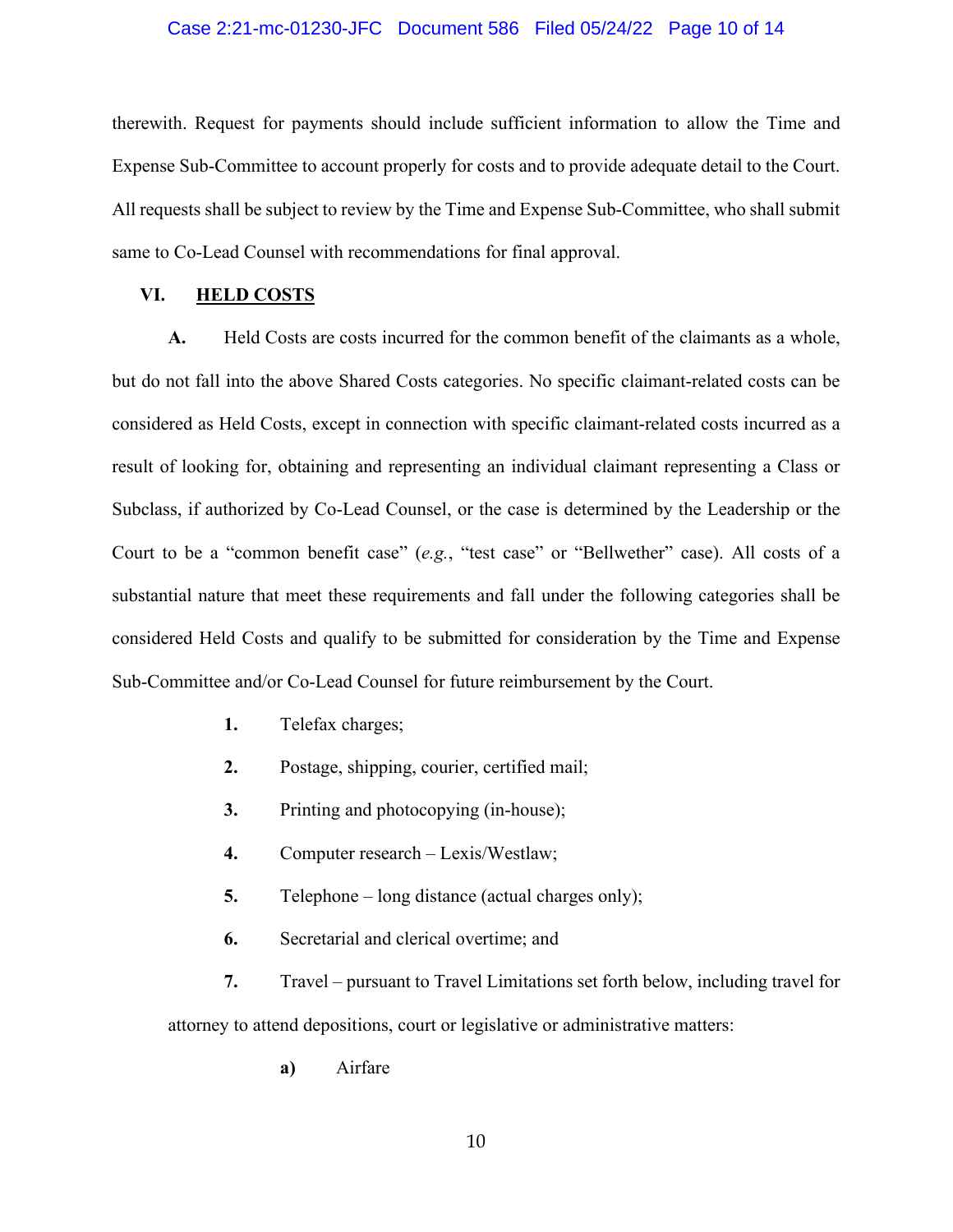therewith. Request for payments should include sufficient information to allow the Time and Expense Sub-Committee to account properly for costs and to provide adequate detail to the Court. All requests shall be subject to review by the Time and Expense Sub-Committee, who shall submit same to Co-Lead Counsel with recommendations for final approval.

## VI. HELD COSTS

**A.** Held Costs are costs incurred for the common benefit of the claimants as a whole, but do not fall into the above Shared Costs categories. No specific claimant-related costs can be considered as Held Costs, except in connection with specific claimant-related costs incurred as a result of looking for, obtaining and representing an individual claimant representing a Class or Subclass, if authorized by Co-Lead Counsel, or the case is determined by the Leadership or the Court to be a "common benefit case" (*e.g.*, "test case" or "Bellwether" case). All costs of a substantial nature that meet these requirements and fall under the following categories shall be considered Held Costs and qualify to be submitted for consideration by the Time and Expense Sub-Committee and/or Co-Lead Counsel for future reimbursement by the Court.

**1.** Telefax charges;

**2.** Postage, shipping, courier, certified mail;

**3.** Printing and photocopying (in-house);

**4.** Computer research – Lexis/Westlaw;

**5.** Telephone – long distance (actual charges only);

**6.** Secretarial and clerical overtime; and

**7.** Travel – pursuant to Travel Limitations set forth below, including travel for attorney to attend depositions, court or legislative or administrative matters:

**a)** Airfare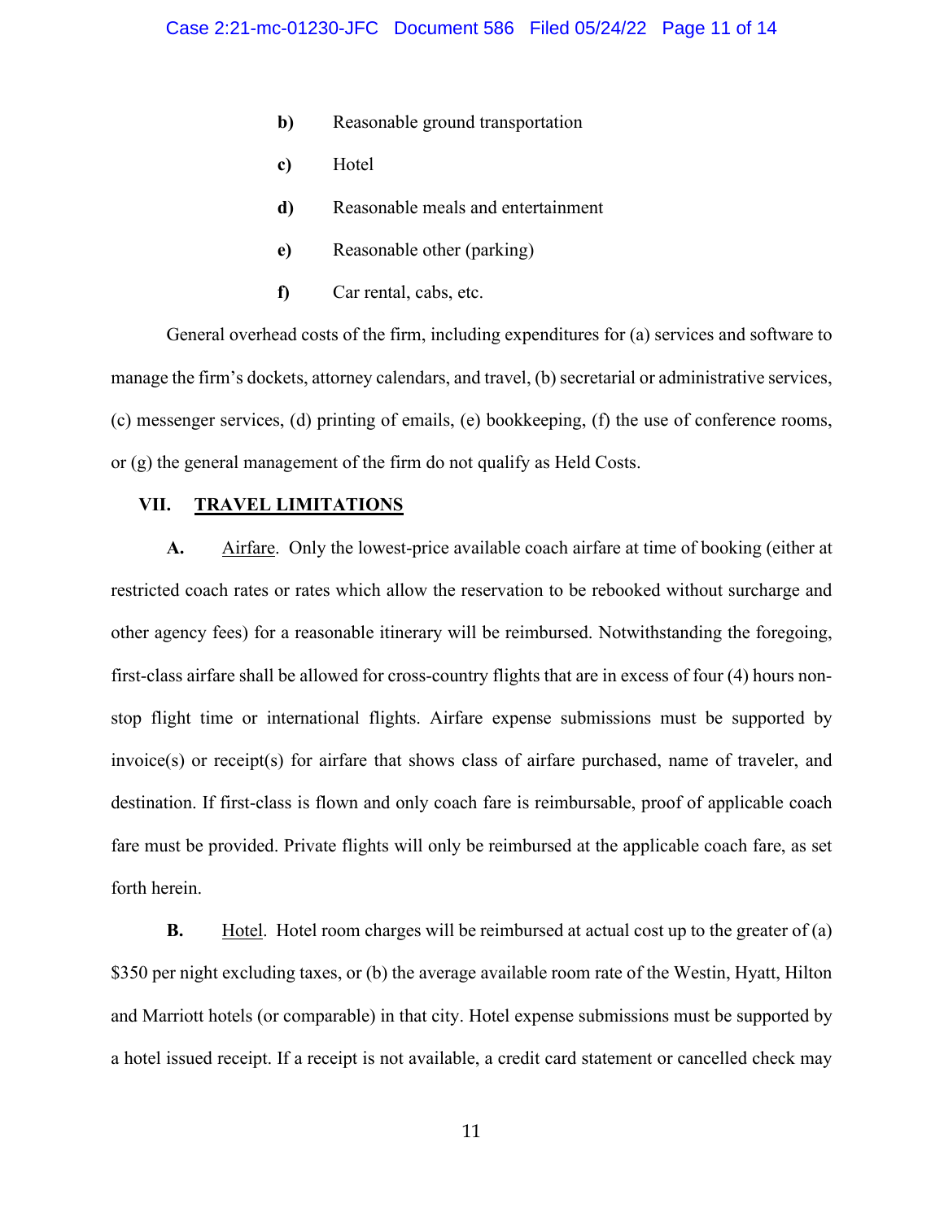- **b)** Reasonable ground transportation
- **c)** Hotel
- **d)** Reasonable meals and entertainment
- **e)** Reasonable other (parking)
- **f)** Car rental, cabs, etc.

General overhead costs of the firm, including expenditures for (a) services and software to manage the firm's dockets, attorney calendars, and travel, (b) secretarial or administrative services, (c) messenger services, (d) printing of emails, (e) bookkeeping, (f) the use of conference rooms, or (g) the general management of the firm do not qualify as Held Costs.

## VII. TRAVEL LIMITATIONS

**A.** Airfare. Only the lowest-price available coach airfare at time of booking (either at restricted coach rates or rates which allow the reservation to be rebooked without surcharge and other agency fees) for a reasonable itinerary will be reimbursed. Notwithstanding the foregoing, first-class airfare shall be allowed for cross-country flights that are in excess of four (4) hours non-stop flight time or international flights. Airfare expense submissions must be supported by invoice(s) or receipt(s) for airfare that shows class of airfare purchased, name of traveler, and destination. If first-class is flown and only coach fare is reimbursable, proof of applicable coach fare must be provided. Private flights will only be reimbursed at the applicable coach fare, as set forth herein.

**B.** Hotel. Hotel room charges will be reimbursed at actual cost up to the greater of (a) $350 per night excluding taxes, or (b) the average available room rate of the Westin, Hyatt, Hilton and Marriott hotels (or comparable) in that city. Hotel expense submissions must be supported by a hotel issued receipt. If a receipt is not available, a credit card statement or cancelled check may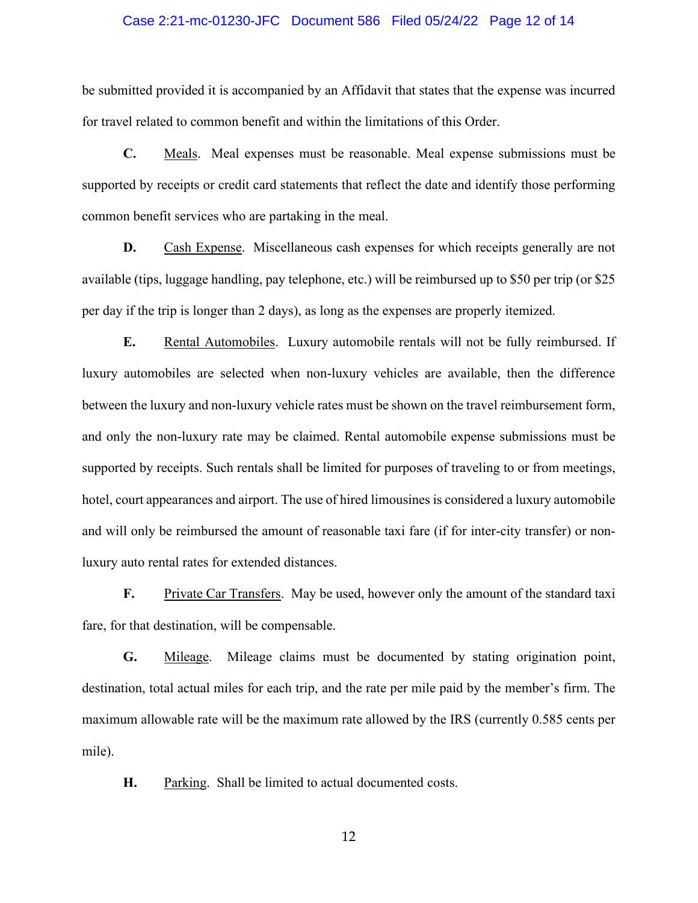be submitted provided it is accompanied by an Affidavit that states that the expense was incurred for travel related to common benefit and within the limitations of this Order.

**C.** Meals. Meal expenses must be reasonable. Meal expense submissions must be supported by receipts or credit card statements that reflect the date and identify those performing common benefit services who are partaking in the meal.

**D.** Cash Expense. Miscellaneous cash expenses for which receipts generally are not available (tips, luggage handling, pay telephone, etc.) will be reimbursed up to $50 per trip (or $25 per day if the trip is longer than 2 days), as long as the expenses are properly itemized.

**E.** Rental Automobiles. Luxury automobile rentals will not be fully reimbursed. If luxury automobiles are selected when non-luxury vehicles are available, then the difference between the luxury and non-luxury vehicle rates must be shown on the travel reimbursement form, and only the non-luxury rate may be claimed. Rental automobile expense submissions must be supported by receipts. Such rentals shall be limited for purposes of traveling to or from meetings, hotel, court appearances and airport. The use of hired limousines is considered a luxury automobile and will only be reimbursed the amount of reasonable taxi fare (if for inter-city transfer) or non-luxury auto rental rates for extended distances.

**F.** Private Car Transfers. May be used, however only the amount of the standard taxi fare, for that destination, will be compensable.

**G.** Mileage. Mileage claims must be documented by stating origination point, destination, total actual miles for each trip, and the rate per mile paid by the member's firm. The maximum allowable rate will be the maximum rate allowed by the IRS (currently 0.585 cents per mile).

**H.** Parking. Shall be limited to actual documented costs.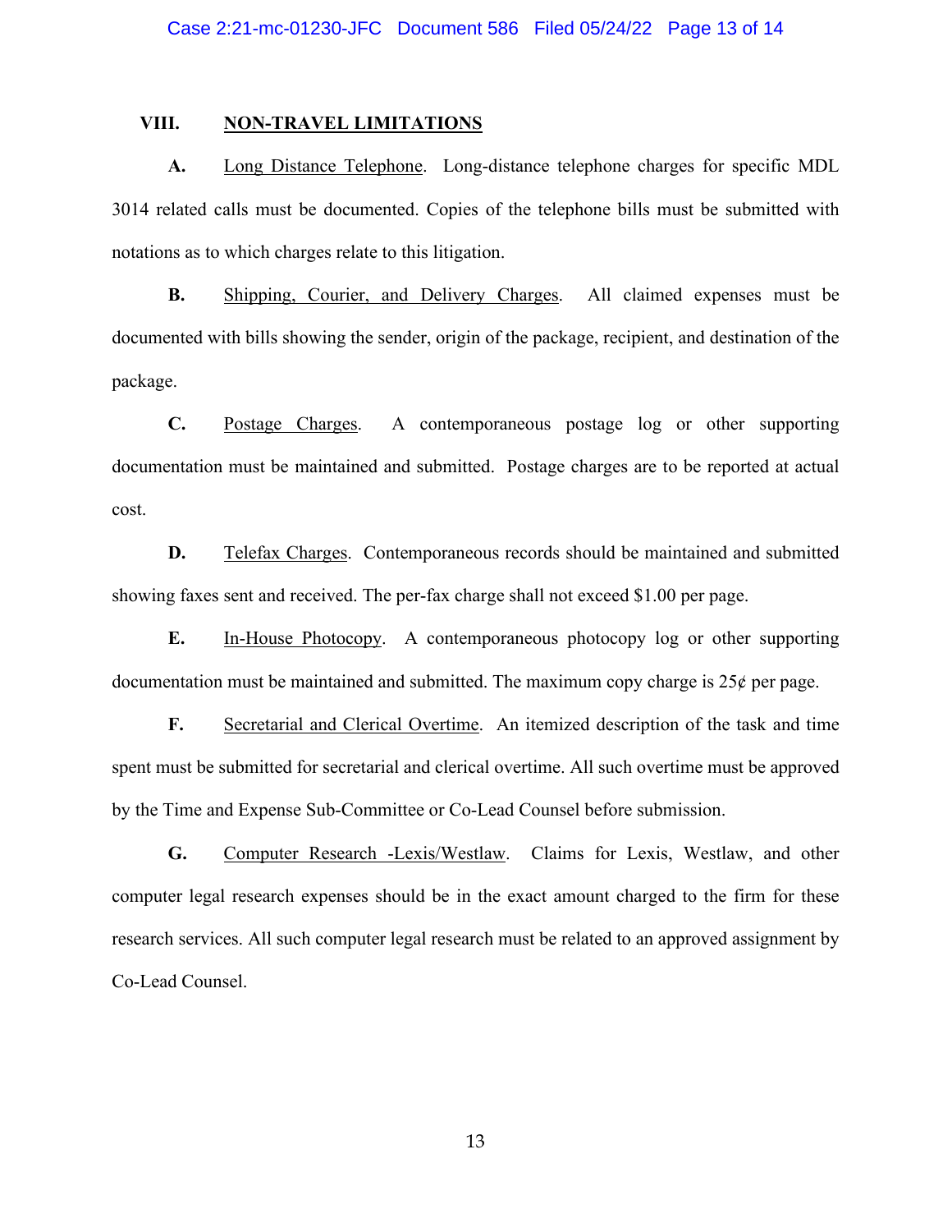## VIII. NON-TRAVEL LIMITATIONS

**A.** Long Distance Telephone. Long-distance telephone charges for specific MDL 3014 related calls must be documented. Copies of the telephone bills must be submitted with notations as to which charges relate to this litigation.

**B.** Shipping, Courier, and Delivery Charges. All claimed expenses must be documented with bills showing the sender, origin of the package, recipient, and destination of the package.

**C.** Postage Charges. A contemporaneous postage log or other supporting documentation must be maintained and submitted. Postage charges are to be reported at actual cost.

**D.** Telefax Charges. Contemporaneous records should be maintained and submitted showing faxes sent and received. The per-fax charge shall not exceed $1.00 per page.

**E.** In-House Photocopy. A contemporaneous photocopy log or other supporting documentation must be maintained and submitted. The maximum copy charge is 25¢ per page.

**F.** Secretarial and Clerical Overtime. An itemized description of the task and time spent must be submitted for secretarial and clerical overtime. All such overtime must be approved by the Time and Expense Sub-Committee or Co-Lead Counsel before submission.

**G.** Computer Research -Lexis/Westlaw. Claims for Lexis, Westlaw, and other computer legal research expenses should be in the exact amount charged to the firm for these research services. All such computer legal research must be related to an approved assignment by Co-Lead Counsel.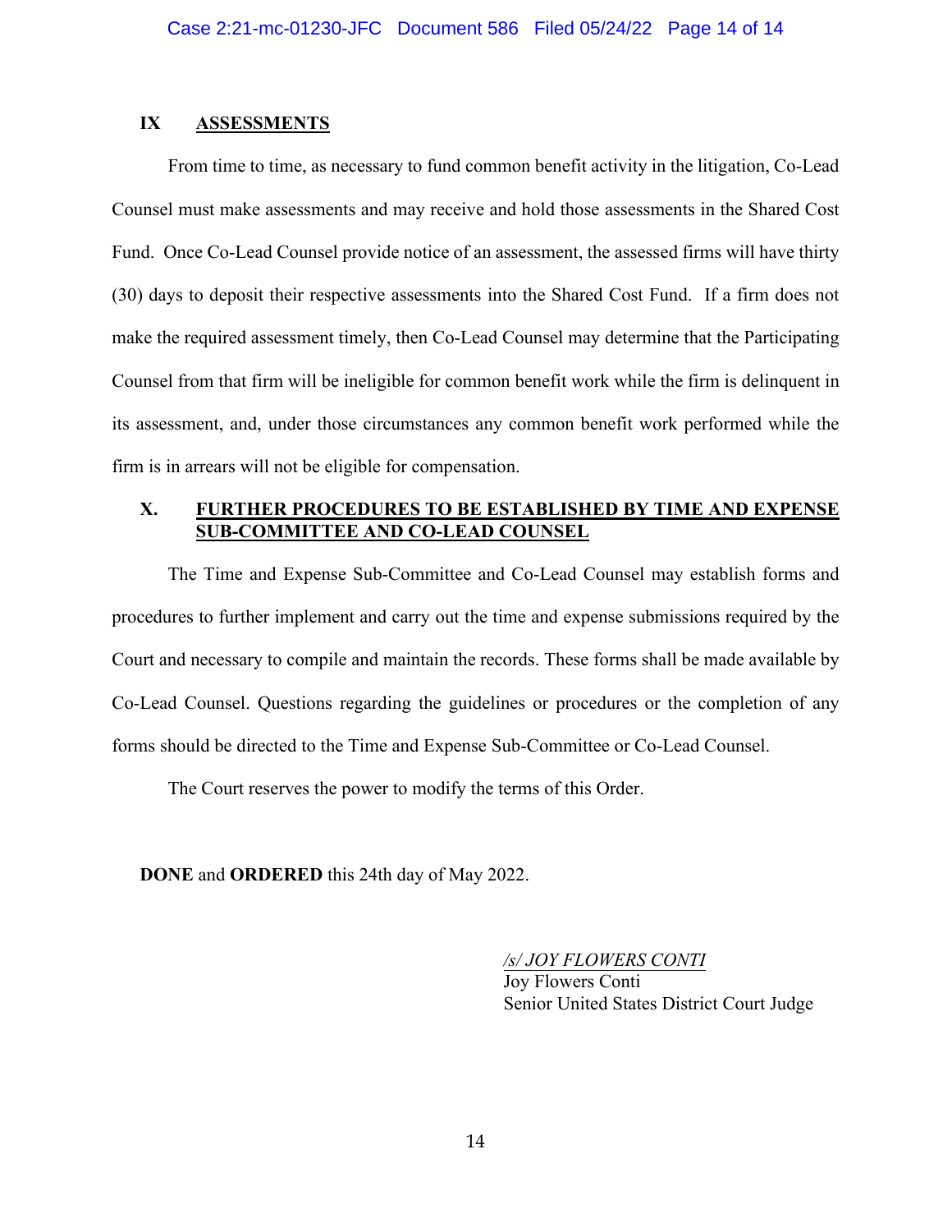## IX ASSESSMENTS

From time to time, as necessary to fund common benefit activity in the litigation, Co-Lead Counsel must make assessments and may receive and hold those assessments in the Shared Cost Fund. Once Co-Lead Counsel provide notice of an assessment, the assessed firms will have thirty (30) days to deposit their respective assessments into the Shared Cost Fund. If a firm does not make the required assessment timely, then Co-Lead Counsel may determine that the Participating Counsel from that firm will be ineligible for common benefit work while the firm is delinquent in its assessment, and, under those circumstances any common benefit work performed while the firm is in arrears will not be eligible for compensation.

## X. FURTHER PROCEDURES TO BE ESTABLISHED BY TIME AND EXPENSE SUB-COMMITTEE AND CO-LEAD COUNSEL

The Time and Expense Sub-Committee and Co-Lead Counsel may establish forms and procedures to further implement and carry out the time and expense submissions required by the Court and necessary to compile and maintain the records. These forms shall be made available by Co-Lead Counsel. Questions regarding the guidelines or procedures or the completion of any forms should be directed to the Time and Expense Sub-Committee or Co-Lead Counsel.

The Court reserves the power to modify the terms of this Order.

**DONE** and **ORDERED** this 24th day of May 2022.

*/s/ JOY FLOWERS CONTI*
Joy Flowers Conti
Senior United States District Court Judge